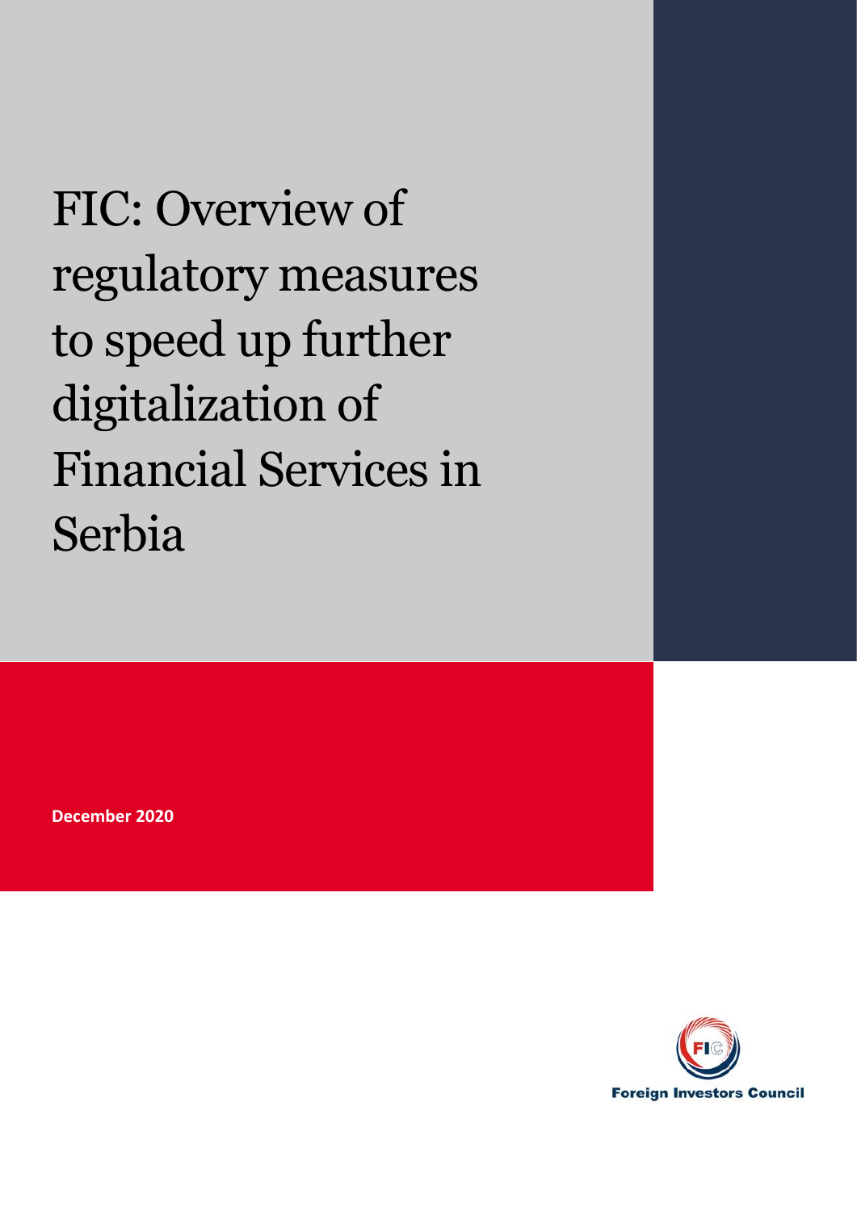# FIC: Overview of regulatory measures to speed up further digitalization of Financial Services in Serbia

**December 2020**

Foreign Investors Council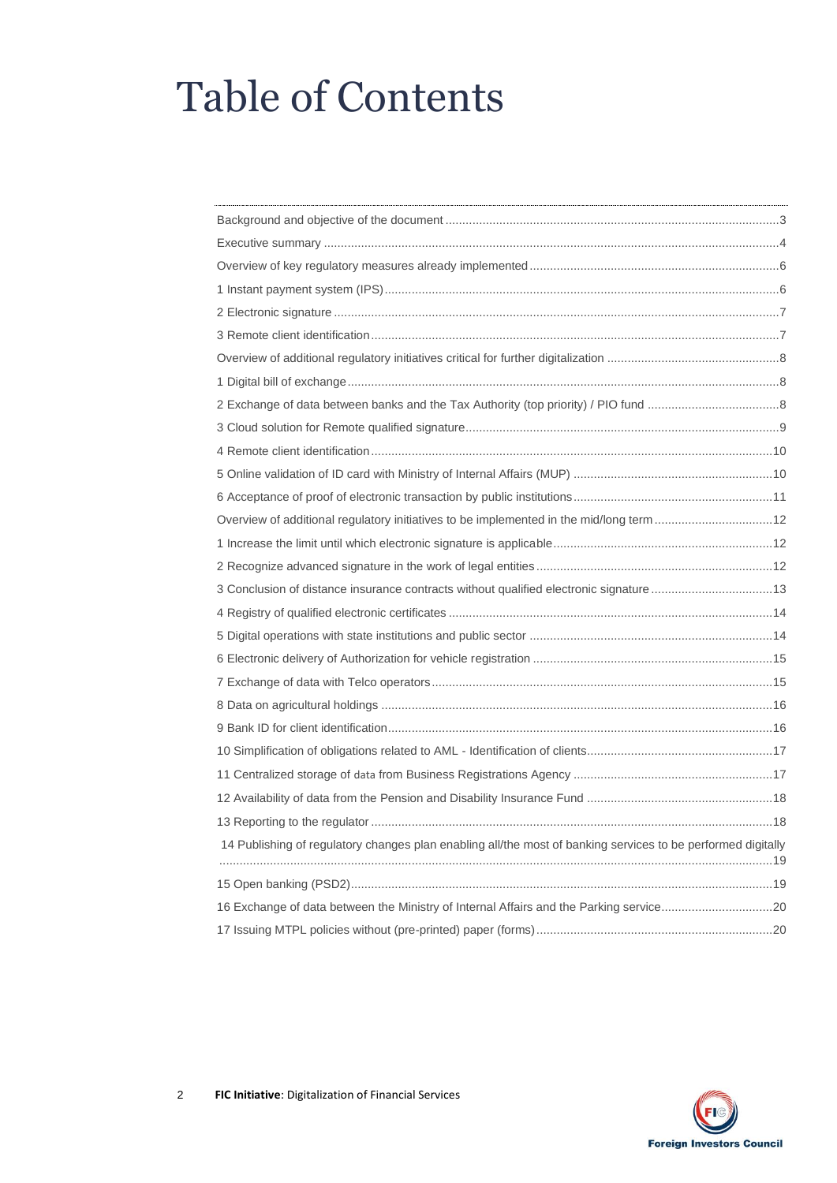# Table of Contents

Background and objective of the document ....... 3

Executive summary ....... 4

Overview of key regulatory measures already implemented ....... 6

1 Instant payment system (IPS) ....... 6

2 Electronic signature ....... 7

3 Remote client identification ....... 7

Overview of additional regulatory initiatives critical for further digitalization ....... 8

1 Digital bill of exchange ....... 8

2 Exchange of data between banks and the Tax Authority (top priority) / PIO fund ....... 8

3 Cloud solution for Remote qualified signature ....... 9

4 Remote client identification ....... 10

5 Online validation of ID card with Ministry of Internal Affairs (MUP) ....... 10

6 Acceptance of proof of electronic transaction by public institutions ....... 11

Overview of additional regulatory initiatives to be implemented in the mid/long term ....... 12

1 Increase the limit until which electronic signature is applicable ....... 12

2 Recognize advanced signature in the work of legal entities ....... 12

3 Conclusion of distance insurance contracts without qualified electronic signature ....... 13

4 Registry of qualified electronic certificates ....... 14

5 Digital operations with state institutions and public sector ....... 14

6 Electronic delivery of Authorization for vehicle registration ....... 15

7 Exchange of data with Telco operators ....... 15

8 Data on agricultural holdings ....... 16

9 Bank ID for client identification ....... 16

10 Simplification of obligations related to AML - Identification of clients ....... 17

11 Centralized storage of data from Business Registrations Agency ....... 17

12 Availability of data from the Pension and Disability Insurance Fund ....... 18

13 Reporting to the regulator ....... 18

14 Publishing of regulatory changes plan enabling all/the most of banking services to be performed digitally ....... 19

15 Open banking (PSD2) ....... 19

16 Exchange of data between the Ministry of Internal Affairs and the Parking service ....... 20

17 Issuing MTPL policies without (pre-printed) paper (forms) ....... 20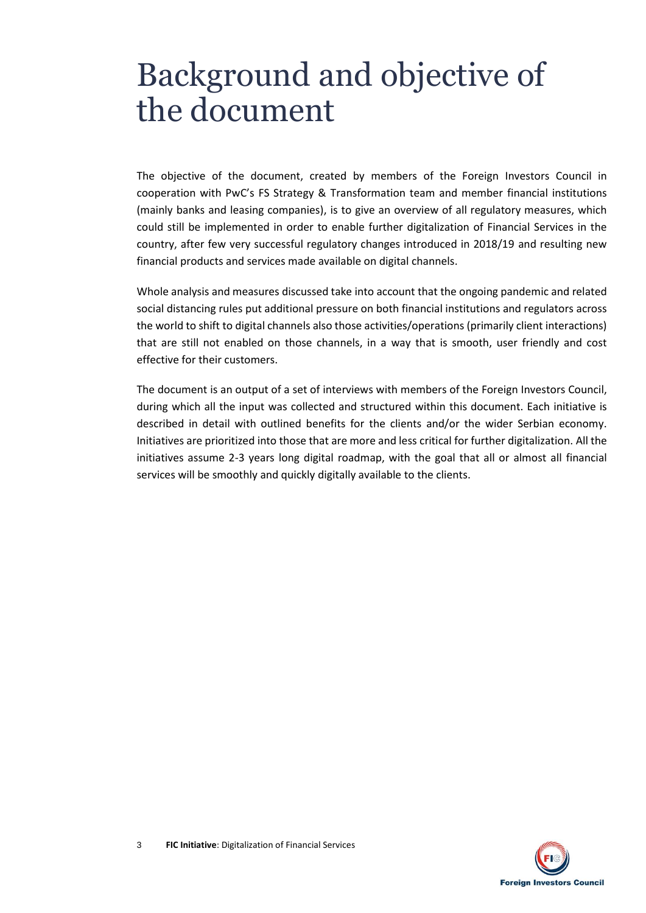# Background and objective of the document

The objective of the document, created by members of the Foreign Investors Council in cooperation with PwC's FS Strategy & Transformation team and member financial institutions (mainly banks and leasing companies), is to give an overview of all regulatory measures, which could still be implemented in order to enable further digitalization of Financial Services in the country, after few very successful regulatory changes introduced in 2018/19 and resulting new financial products and services made available on digital channels.

Whole analysis and measures discussed take into account that the ongoing pandemic and related social distancing rules put additional pressure on both financial institutions and regulators across the world to shift to digital channels also those activities/operations (primarily client interactions) that are still not enabled on those channels, in a way that is smooth, user friendly and cost effective for their customers.

The document is an output of a set of interviews with members of the Foreign Investors Council, during which all the input was collected and structured within this document. Each initiative is described in detail with outlined benefits for the clients and/or the wider Serbian economy. Initiatives are prioritized into those that are more and less critical for further digitalization. All the initiatives assume 2-3 years long digital roadmap, with the goal that all or almost all financial services will be smoothly and quickly digitally available to the clients.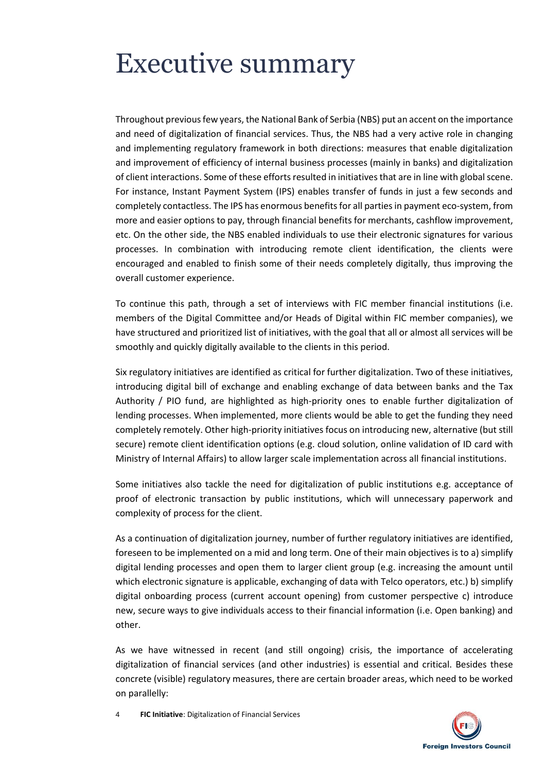# Executive summary

Throughout previous few years, the National Bank of Serbia (NBS) put an accent on the importance and need of digitalization of financial services. Thus, the NBS had a very active role in changing and implementing regulatory framework in both directions: measures that enable digitalization and improvement of efficiency of internal business processes (mainly in banks) and digitalization of client interactions. Some of these efforts resulted in initiatives that are in line with global scene. For instance, Instant Payment System (IPS) enables transfer of funds in just a few seconds and completely contactless. The IPS has enormous benefits for all parties in payment eco-system, from more and easier options to pay, through financial benefits for merchants, cashflow improvement, etc. On the other side, the NBS enabled individuals to use their electronic signatures for various processes. In combination with introducing remote client identification, the clients were encouraged and enabled to finish some of their needs completely digitally, thus improving the overall customer experience.

To continue this path, through a set of interviews with FIC member financial institutions (i.e. members of the Digital Committee and/or Heads of Digital within FIC member companies), we have structured and prioritized list of initiatives, with the goal that all or almost all services will be smoothly and quickly digitally available to the clients in this period.

Six regulatory initiatives are identified as critical for further digitalization. Two of these initiatives, introducing digital bill of exchange and enabling exchange of data between banks and the Tax Authority / PIO fund, are highlighted as high-priority ones to enable further digitalization of lending processes. When implemented, more clients would be able to get the funding they need completely remotely. Other high-priority initiatives focus on introducing new, alternative (but still secure) remote client identification options (e.g. cloud solution, online validation of ID card with Ministry of Internal Affairs) to allow larger scale implementation across all financial institutions.

Some initiatives also tackle the need for digitalization of public institutions e.g. acceptance of proof of electronic transaction by public institutions, which will unnecessary paperwork and complexity of process for the client.

As a continuation of digitalization journey, number of further regulatory initiatives are identified, foreseen to be implemented on a mid and long term. One of their main objectives is to a) simplify digital lending processes and open them to larger client group (e.g. increasing the amount until which electronic signature is applicable, exchanging of data with Telco operators, etc.) b) simplify digital onboarding process (current account opening) from customer perspective c) introduce new, secure ways to give individuals access to their financial information (i.e. Open banking) and other.

As we have witnessed in recent (and still ongoing) crisis, the importance of accelerating digitalization of financial services (and other industries) is essential and critical. Besides these concrete (visible) regulatory measures, there are certain broader areas, which need to be worked on parallelly: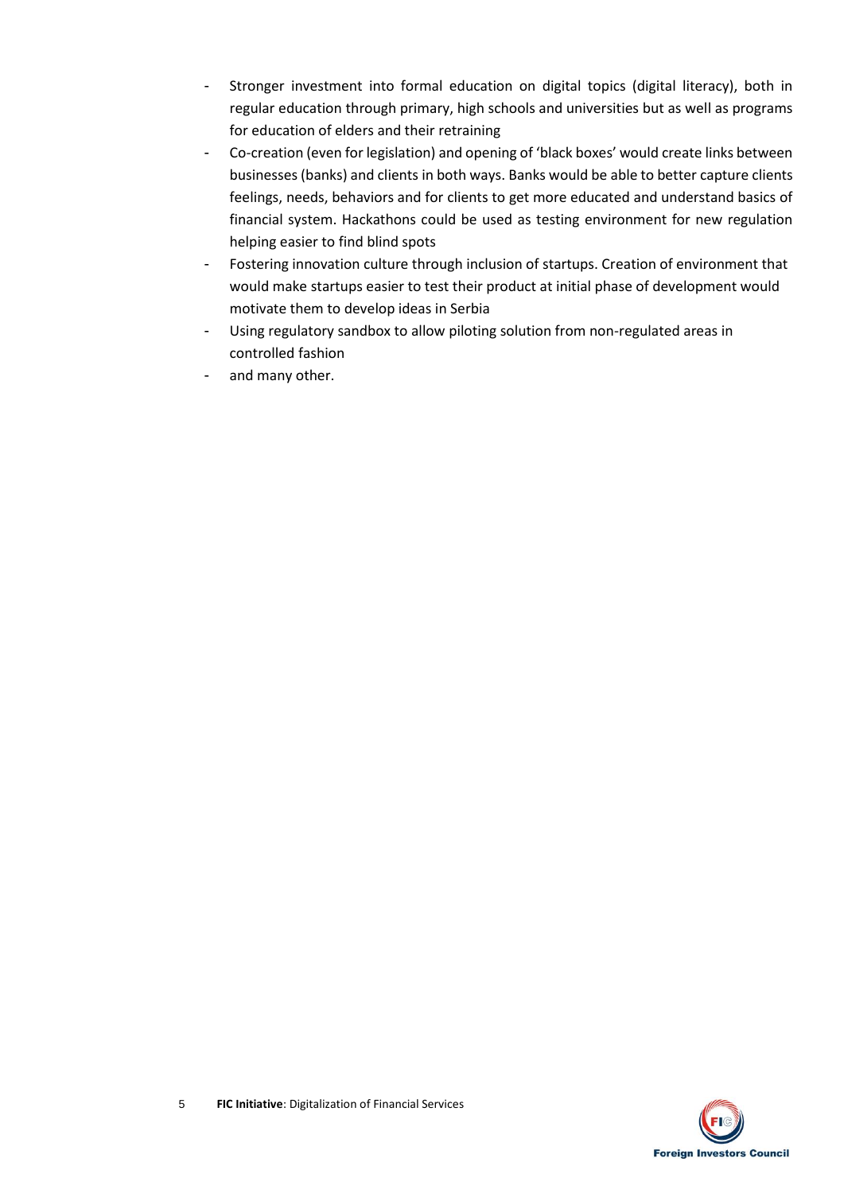- Stronger investment into formal education on digital topics (digital literacy), both in regular education through primary, high schools and universities but as well as programs for education of elders and their retraining
- Co-creation (even for legislation) and opening of 'black boxes' would create links between businesses (banks) and clients in both ways. Banks would be able to better capture clients feelings, needs, behaviors and for clients to get more educated and understand basics of financial system. Hackathons could be used as testing environment for new regulation helping easier to find blind spots
- Fostering innovation culture through inclusion of startups. Creation of environment that would make startups easier to test their product at initial phase of development would motivate them to develop ideas in Serbia
- Using regulatory sandbox to allow piloting solution from non-regulated areas in controlled fashion
- and many other.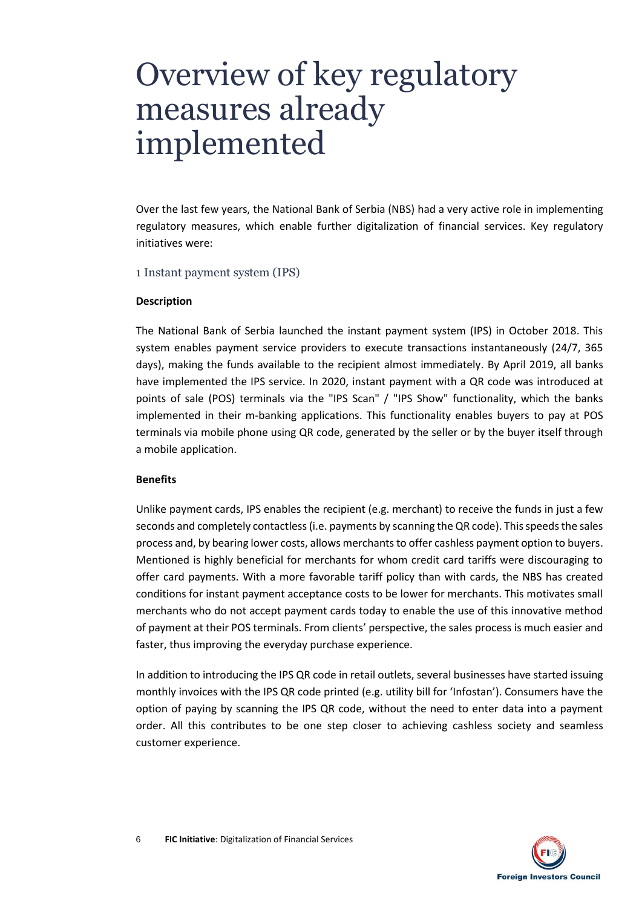# Overview of key regulatory measures already implemented

Over the last few years, the National Bank of Serbia (NBS) had a very active role in implementing regulatory measures, which enable further digitalization of financial services. Key regulatory initiatives were:

## 1 Instant payment system (IPS)

**Description**

The National Bank of Serbia launched the instant payment system (IPS) in October 2018. This system enables payment service providers to execute transactions instantaneously (24/7, 365 days), making the funds available to the recipient almost immediately. By April 2019, all banks have implemented the IPS service. In 2020, instant payment with a QR code was introduced at points of sale (POS) terminals via the "IPS Scan" / "IPS Show" functionality, which the banks implemented in their m-banking applications. This functionality enables buyers to pay at POS terminals via mobile phone using QR code, generated by the seller or by the buyer itself through a mobile application.

**Benefits**

Unlike payment cards, IPS enables the recipient (e.g. merchant) to receive the funds in just a few seconds and completely contactless (i.e. payments by scanning the QR code). This speeds the sales process and, by bearing lower costs, allows merchants to offer cashless payment option to buyers. Mentioned is highly beneficial for merchants for whom credit card tariffs were discouraging to offer card payments. With a more favorable tariff policy than with cards, the NBS has created conditions for instant payment acceptance costs to be lower for merchants. This motivates small merchants who do not accept payment cards today to enable the use of this innovative method of payment at their POS terminals. From clients' perspective, the sales process is much easier and faster, thus improving the everyday purchase experience.

In addition to introducing the IPS QR code in retail outlets, several businesses have started issuing monthly invoices with the IPS QR code printed (e.g. utility bill for 'Infostan'). Consumers have the option of paying by scanning the IPS QR code, without the need to enter data into a payment order. All this contributes to be one step closer to achieving cashless society and seamless customer experience.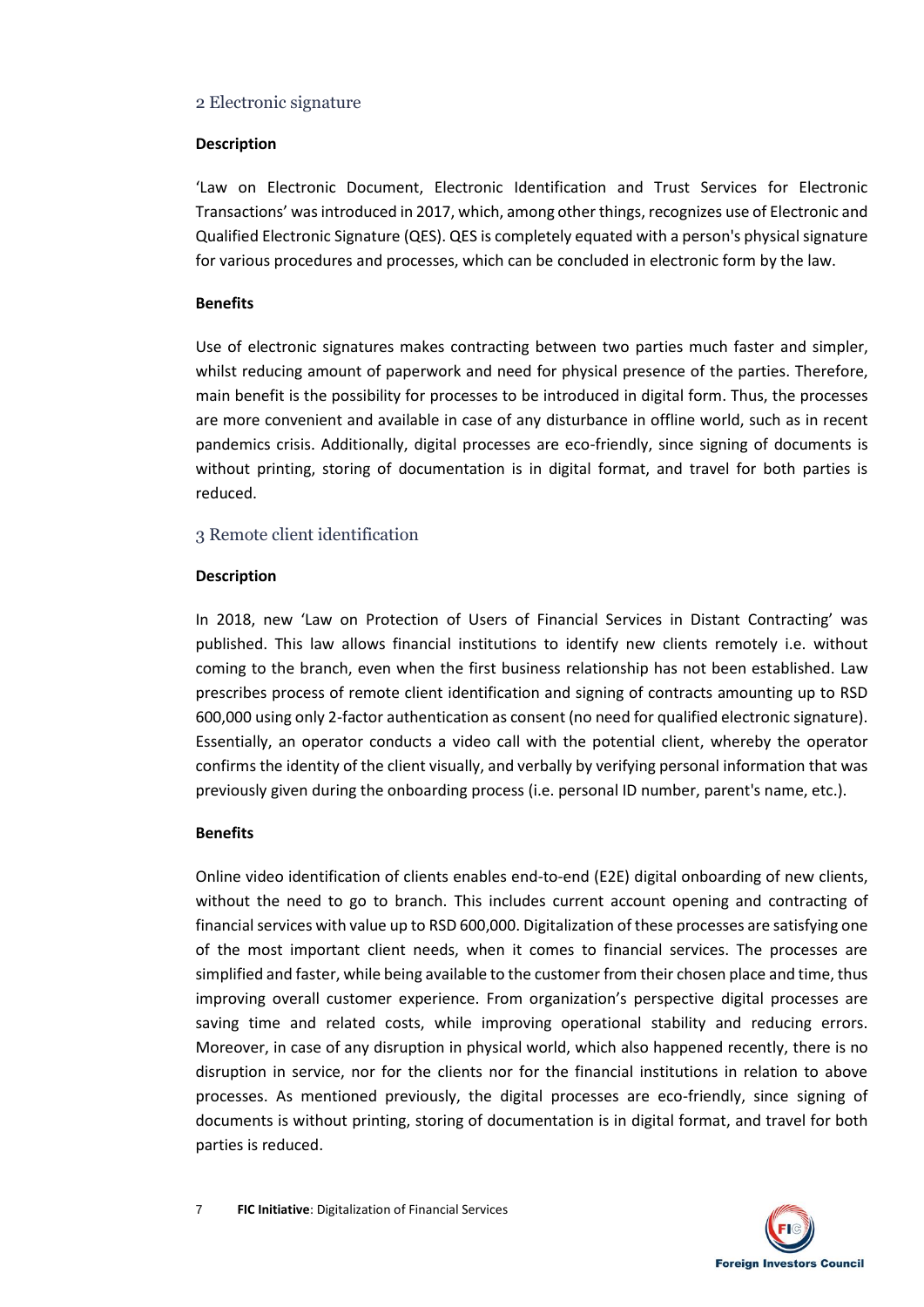## 2 Electronic signature

**Description**

'Law on Electronic Document, Electronic Identification and Trust Services for Electronic Transactions' was introduced in 2017, which, among other things, recognizes use of Electronic and Qualified Electronic Signature (QES). QES is completely equated with a person's physical signature for various procedures and processes, which can be concluded in electronic form by the law.

**Benefits**

Use of electronic signatures makes contracting between two parties much faster and simpler, whilst reducing amount of paperwork and need for physical presence of the parties. Therefore, main benefit is the possibility for processes to be introduced in digital form. Thus, the processes are more convenient and available in case of any disturbance in offline world, such as in recent pandemics crisis. Additionally, digital processes are eco-friendly, since signing of documents is without printing, storing of documentation is in digital format, and travel for both parties is reduced.

## 3 Remote client identification

**Description**

In 2018, new 'Law on Protection of Users of Financial Services in Distant Contracting' was published. This law allows financial institutions to identify new clients remotely i.e. without coming to the branch, even when the first business relationship has not been established. Law prescribes process of remote client identification and signing of contracts amounting up to RSD 600,000 using only 2-factor authentication as consent (no need for qualified electronic signature). Essentially, an operator conducts a video call with the potential client, whereby the operator confirms the identity of the client visually, and verbally by verifying personal information that was previously given during the onboarding process (i.e. personal ID number, parent's name, etc.).

**Benefits**

Online video identification of clients enables end-to-end (E2E) digital onboarding of new clients, without the need to go to branch. This includes current account opening and contracting of financial services with value up to RSD 600,000. Digitalization of these processes are satisfying one of the most important client needs, when it comes to financial services. The processes are simplified and faster, while being available to the customer from their chosen place and time, thus improving overall customer experience. From organization's perspective digital processes are saving time and related costs, while improving operational stability and reducing errors. Moreover, in case of any disruption in physical world, which also happened recently, there is no disruption in service, nor for the clients nor for the financial institutions in relation to above processes. As mentioned previously, the digital processes are eco-friendly, since signing of documents is without printing, storing of documentation is in digital format, and travel for both parties is reduced.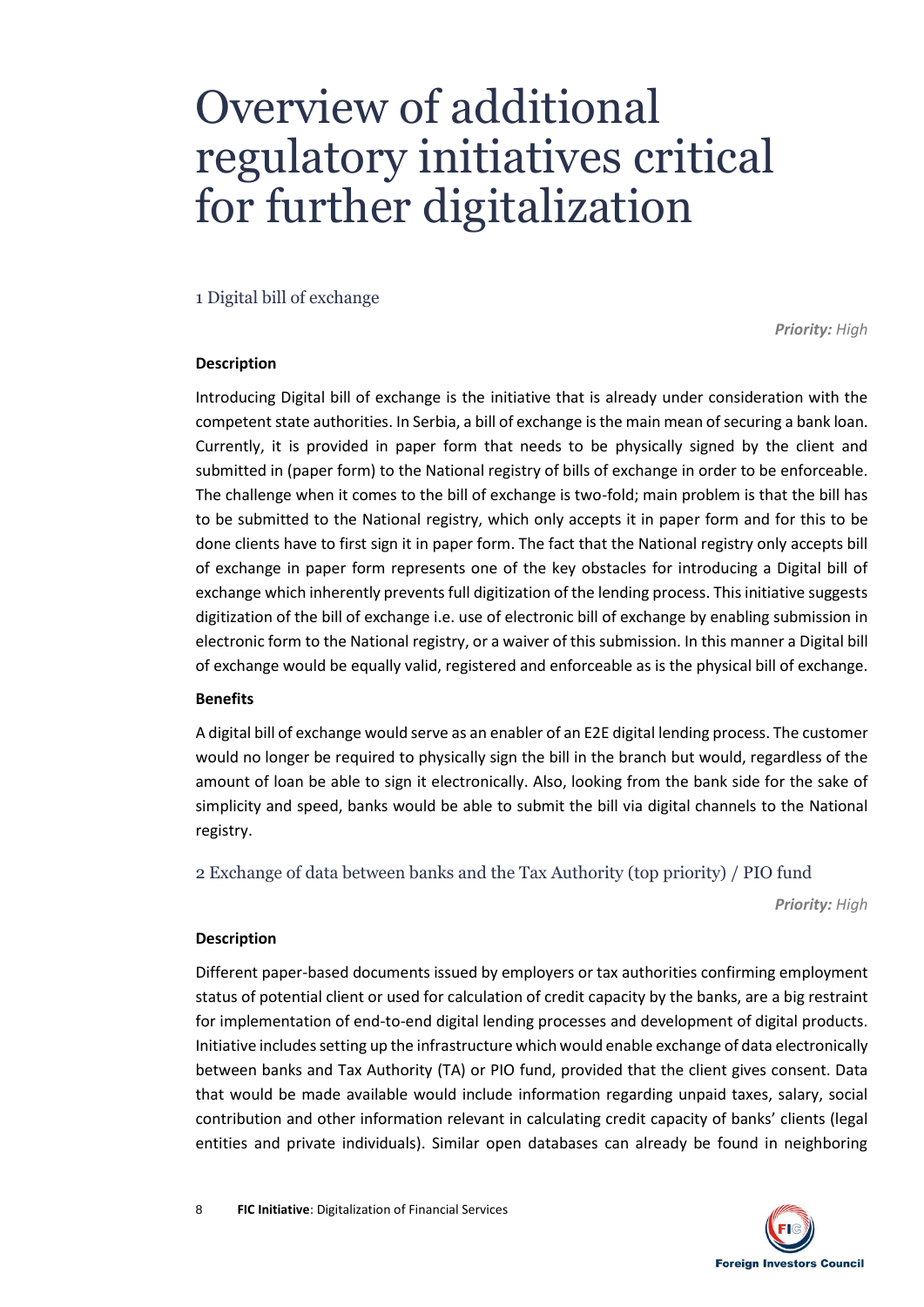# Overview of additional regulatory initiatives critical for further digitalization

## 1 Digital bill of exchange

***Priority:** High*

**Description**

Introducing Digital bill of exchange is the initiative that is already under consideration with the competent state authorities. In Serbia, a bill of exchange is the main mean of securing a bank loan. Currently, it is provided in paper form that needs to be physically signed by the client and submitted in (paper form) to the National registry of bills of exchange in order to be enforceable. The challenge when it comes to the bill of exchange is two-fold; main problem is that the bill has to be submitted to the National registry, which only accepts it in paper form and for this to be done clients have to first sign it in paper form. The fact that the National registry only accepts bill of exchange in paper form represents one of the key obstacles for introducing a Digital bill of exchange which inherently prevents full digitization of the lending process. This initiative suggests digitization of the bill of exchange i.e. use of electronic bill of exchange by enabling submission in electronic form to the National registry, or a waiver of this submission. In this manner a Digital bill of exchange would be equally valid, registered and enforceable as is the physical bill of exchange.

**Benefits**

A digital bill of exchange would serve as an enabler of an E2E digital lending process. The customer would no longer be required to physically sign the bill in the branch but would, regardless of the amount of loan be able to sign it electronically. Also, looking from the bank side for the sake of simplicity and speed, banks would be able to submit the bill via digital channels to the National registry.

## 2 Exchange of data between banks and the Tax Authority (top priority) / PIO fund

***Priority:** High*

**Description**

Different paper-based documents issued by employers or tax authorities confirming employment status of potential client or used for calculation of credit capacity by the banks, are a big restraint for implementation of end-to-end digital lending processes and development of digital products. Initiative includes setting up the infrastructure which would enable exchange of data electronically between banks and Tax Authority (TA) or PIO fund, provided that the client gives consent. Data that would be made available would include information regarding unpaid taxes, salary, social contribution and other information relevant in calculating credit capacity of banks' clients (legal entities and private individuals). Similar open databases can already be found in neighboring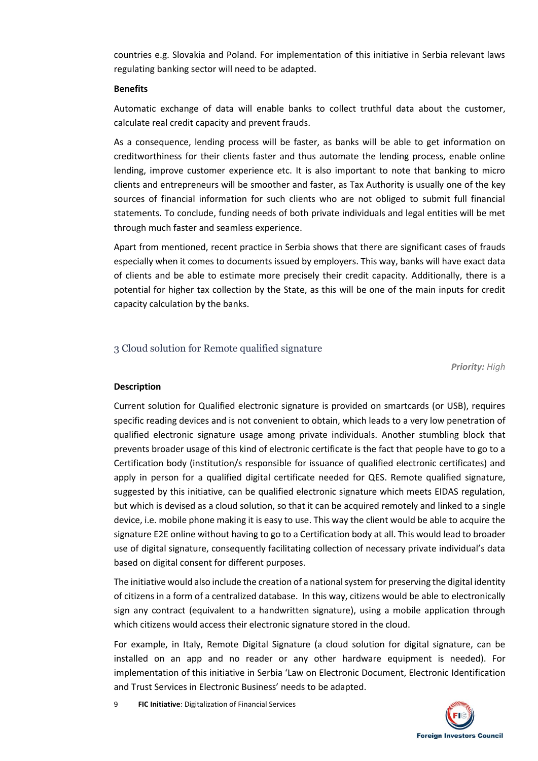countries e.g. Slovakia and Poland. For implementation of this initiative in Serbia relevant laws regulating banking sector will need to be adapted.

**Benefits**

Automatic exchange of data will enable banks to collect truthful data about the customer, calculate real credit capacity and prevent frauds.

As a consequence, lending process will be faster, as banks will be able to get information on creditworthiness for their clients faster and thus automate the lending process, enable online lending, improve customer experience etc. It is also important to note that banking to micro clients and entrepreneurs will be smoother and faster, as Tax Authority is usually one of the key sources of financial information for such clients who are not obliged to submit full financial statements. To conclude, funding needs of both private individuals and legal entities will be met through much faster and seamless experience.

Apart from mentioned, recent practice in Serbia shows that there are significant cases of frauds especially when it comes to documents issued by employers. This way, banks will have exact data of clients and be able to estimate more precisely their credit capacity. Additionally, there is a potential for higher tax collection by the State, as this will be one of the main inputs for credit capacity calculation by the banks.

## 3 Cloud solution for Remote qualified signature

***Priority:*** *High*

**Description**

Current solution for Qualified electronic signature is provided on smartcards (or USB), requires specific reading devices and is not convenient to obtain, which leads to a very low penetration of qualified electronic signature usage among private individuals. Another stumbling block that prevents broader usage of this kind of electronic certificate is the fact that people have to go to a Certification body (institution/s responsible for issuance of qualified electronic certificates) and apply in person for a qualified digital certificate needed for QES. Remote qualified signature, suggested by this initiative, can be qualified electronic signature which meets EIDAS regulation, but which is devised as a cloud solution, so that it can be acquired remotely and linked to a single device, i.e. mobile phone making it is easy to use. This way the client would be able to acquire the signature E2E online without having to go to a Certification body at all. This would lead to broader use of digital signature, consequently facilitating collection of necessary private individual's data based on digital consent for different purposes.

The initiative would also include the creation of a national system for preserving the digital identity of citizens in a form of a centralized database. In this way, citizens would be able to electronically sign any contract (equivalent to a handwritten signature), using a mobile application through which citizens would access their electronic signature stored in the cloud.

For example, in Italy, Remote Digital Signature (a cloud solution for digital signature, can be installed on an app and no reader or any other hardware equipment is needed). For implementation of this initiative in Serbia 'Law on Electronic Document, Electronic Identification and Trust Services in Electronic Business' needs to be adapted.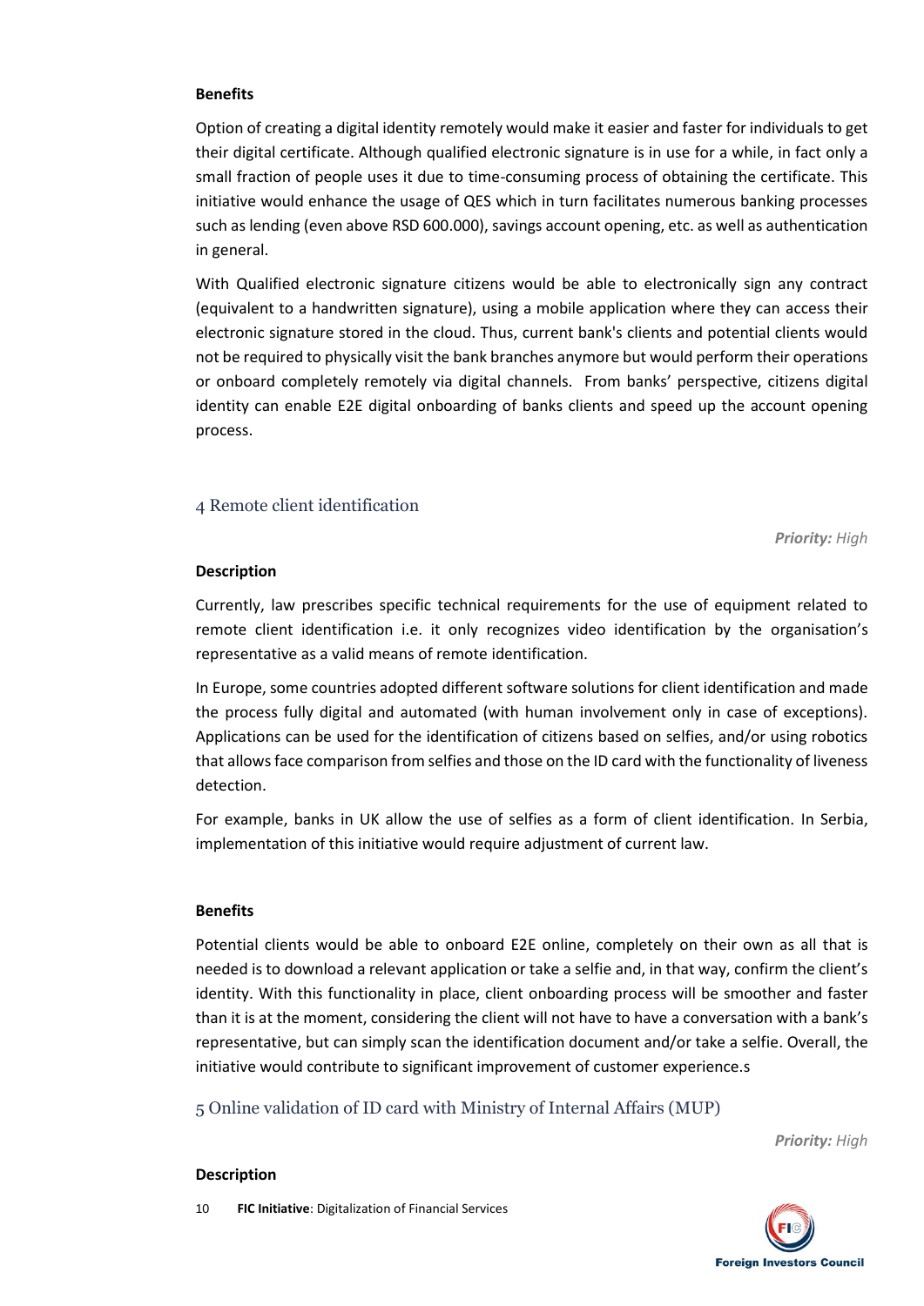#### Benefits

Option of creating a digital identity remotely would make it easier and faster for individuals to get their digital certificate. Although qualified electronic signature is in use for a while, in fact only a small fraction of people uses it due to time-consuming process of obtaining the certificate. This initiative would enhance the usage of QES which in turn facilitates numerous banking processes such as lending (even above RSD 600.000), savings account opening, etc. as well as authentication in general.

With Qualified electronic signature citizens would be able to electronically sign any contract (equivalent to a handwritten signature), using a mobile application where they can access their electronic signature stored in the cloud. Thus, current bank's clients and potential clients would not be required to physically visit the bank branches anymore but would perform their operations or onboard completely remotely via digital channels. From banks' perspective, citizens digital identity can enable E2E digital onboarding of banks clients and speed up the account opening process.

### 4 Remote client identification

***Priority:*** *High*

#### Description

Currently, law prescribes specific technical requirements for the use of equipment related to remote client identification i.e. it only recognizes video identification by the organisation's representative as a valid means of remote identification.

In Europe, some countries adopted different software solutions for client identification and made the process fully digital and automated (with human involvement only in case of exceptions). Applications can be used for the identification of citizens based on selfies, and/or using robotics that allows face comparison from selfies and those on the ID card with the functionality of liveness detection.

For example, banks in UK allow the use of selfies as a form of client identification. In Serbia, implementation of this initiative would require adjustment of current law.

#### Benefits

Potential clients would be able to onboard E2E online, completely on their own as all that is needed is to download a relevant application or take a selfie and, in that way, confirm the client's identity. With this functionality in place, client onboarding process will be smoother and faster than it is at the moment, considering the client will not have to have a conversation with a bank's representative, but can simply scan the identification document and/or take a selfie. Overall, the initiative would contribute to significant improvement of customer experience.s

### 5 Online validation of ID card with Ministry of Internal Affairs (MUP)

***Priority:*** *High*

#### Description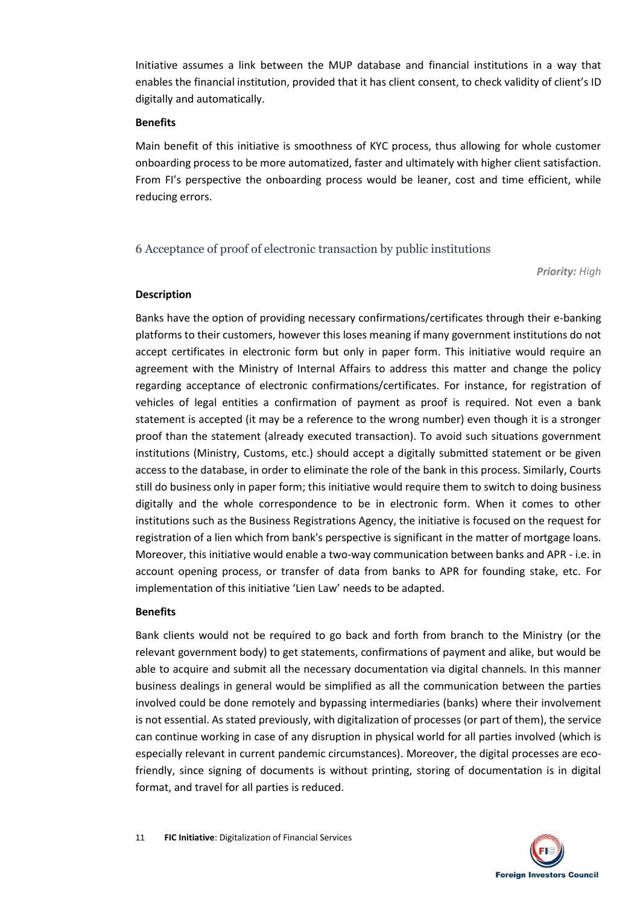Initiative assumes a link between the MUP database and financial institutions in a way that enables the financial institution, provided that it has client consent, to check validity of client's ID digitally and automatically.

**Benefits**

Main benefit of this initiative is smoothness of KYC process, thus allowing for whole customer onboarding process to be more automatized, faster and ultimately with higher client satisfaction. From FI's perspective the onboarding process would be leaner, cost and time efficient, while reducing errors.

## 6 Acceptance of proof of electronic transaction by public institutions

***Priority:** High*

**Description**

Banks have the option of providing necessary confirmations/certificates through their e-banking platforms to their customers, however this loses meaning if many government institutions do not accept certificates in electronic form but only in paper form. This initiative would require an agreement with the Ministry of Internal Affairs to address this matter and change the policy regarding acceptance of electronic confirmations/certificates. For instance, for registration of vehicles of legal entities a confirmation of payment as proof is required. Not even a bank statement is accepted (it may be a reference to the wrong number) even though it is a stronger proof than the statement (already executed transaction). To avoid such situations government institutions (Ministry, Customs, etc.) should accept a digitally submitted statement or be given access to the database, in order to eliminate the role of the bank in this process. Similarly, Courts still do business only in paper form; this initiative would require them to switch to doing business digitally and the whole correspondence to be in electronic form. When it comes to other institutions such as the Business Registrations Agency, the initiative is focused on the request for registration of a lien which from bank's perspective is significant in the matter of mortgage loans. Moreover, this initiative would enable a two-way communication between banks and APR - i.e. in account opening process, or transfer of data from banks to APR for founding stake, etc. For implementation of this initiative 'Lien Law' needs to be adapted.

**Benefits**

Bank clients would not be required to go back and forth from branch to the Ministry (or the relevant government body) to get statements, confirmations of payment and alike, but would be able to acquire and submit all the necessary documentation via digital channels. In this manner business dealings in general would be simplified as all the communication between the parties involved could be done remotely and bypassing intermediaries (banks) where their involvement is not essential. As stated previously, with digitalization of processes (or part of them), the service can continue working in case of any disruption in physical world for all parties involved (which is especially relevant in current pandemic circumstances). Moreover, the digital processes are eco-friendly, since signing of documents is without printing, storing of documentation is in digital format, and travel for all parties is reduced.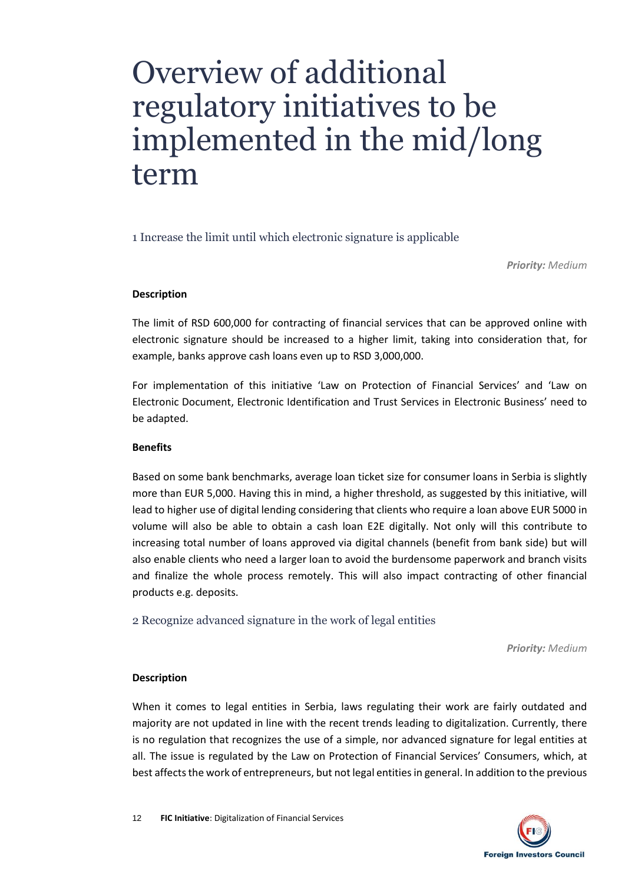# Overview of additional regulatory initiatives to be implemented in the mid/long term

## 1 Increase the limit until which electronic signature is applicable

***Priority:*** *Medium*

**Description**

The limit of RSD 600,000 for contracting of financial services that can be approved online with electronic signature should be increased to a higher limit, taking into consideration that, for example, banks approve cash loans even up to RSD 3,000,000.

For implementation of this initiative 'Law on Protection of Financial Services' and 'Law on Electronic Document, Electronic Identification and Trust Services in Electronic Business' need to be adapted.

**Benefits**

Based on some bank benchmarks, average loan ticket size for consumer loans in Serbia is slightly more than EUR 5,000. Having this in mind, a higher threshold, as suggested by this initiative, will lead to higher use of digital lending considering that clients who require a loan above EUR 5000 in volume will also be able to obtain a cash loan E2E digitally. Not only will this contribute to increasing total number of loans approved via digital channels (benefit from bank side) but will also enable clients who need a larger loan to avoid the burdensome paperwork and branch visits and finalize the whole process remotely. This will also impact contracting of other financial products e.g. deposits.

## 2 Recognize advanced signature in the work of legal entities

***Priority:*** *Medium*

**Description**

When it comes to legal entities in Serbia, laws regulating their work are fairly outdated and majority are not updated in line with the recent trends leading to digitalization. Currently, there is no regulation that recognizes the use of a simple, nor advanced signature for legal entities at all. The issue is regulated by the Law on Protection of Financial Services' Consumers, which, at best affects the work of entrepreneurs, but not legal entities in general. In addition to the previous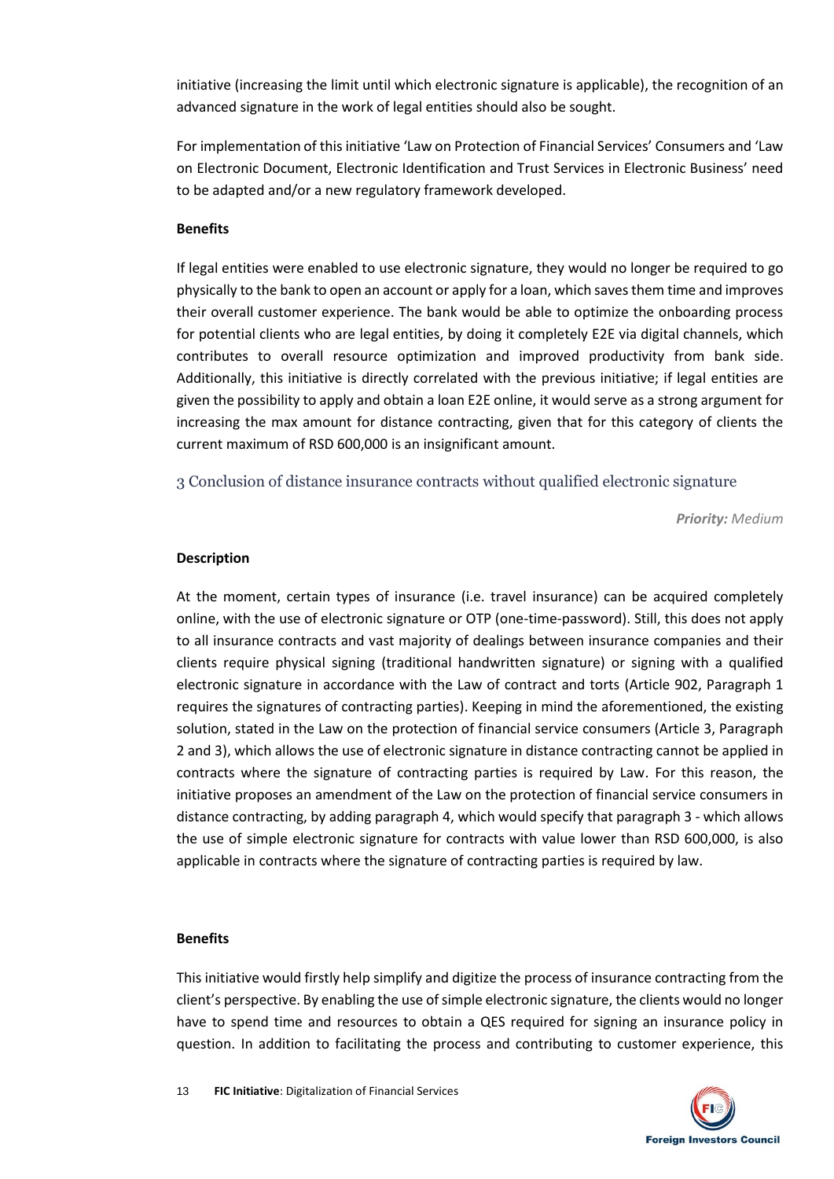initiative (increasing the limit until which electronic signature is applicable), the recognition of an advanced signature in the work of legal entities should also be sought.

For implementation of this initiative 'Law on Protection of Financial Services' Consumers and 'Law on Electronic Document, Electronic Identification and Trust Services in Electronic Business' need to be adapted and/or a new regulatory framework developed.

**Benefits**

If legal entities were enabled to use electronic signature, they would no longer be required to go physically to the bank to open an account or apply for a loan, which saves them time and improves their overall customer experience. The bank would be able to optimize the onboarding process for potential clients who are legal entities, by doing it completely E2E via digital channels, which contributes to overall resource optimization and improved productivity from bank side. Additionally, this initiative is directly correlated with the previous initiative; if legal entities are given the possibility to apply and obtain a loan E2E online, it would serve as a strong argument for increasing the max amount for distance contracting, given that for this category of clients the current maximum of RSD 600,000 is an insignificant amount.

## 3 Conclusion of distance insurance contracts without qualified electronic signature

***Priority:** Medium*

**Description**

At the moment, certain types of insurance (i.e. travel insurance) can be acquired completely online, with the use of electronic signature or OTP (one-time-password). Still, this does not apply to all insurance contracts and vast majority of dealings between insurance companies and their clients require physical signing (traditional handwritten signature) or signing with a qualified electronic signature in accordance with the Law of contract and torts (Article 902, Paragraph 1 requires the signatures of contracting parties). Keeping in mind the aforementioned, the existing solution, stated in the Law on the protection of financial service consumers (Article 3, Paragraph 2 and 3), which allows the use of electronic signature in distance contracting cannot be applied in contracts where the signature of contracting parties is required by Law. For this reason, the initiative proposes an amendment of the Law on the protection of financial service consumers in distance contracting, by adding paragraph 4, which would specify that paragraph 3 - which allows the use of simple electronic signature for contracts with value lower than RSD 600,000, is also applicable in contracts where the signature of contracting parties is required by law.

**Benefits**

This initiative would firstly help simplify and digitize the process of insurance contracting from the client's perspective. By enabling the use of simple electronic signature, the clients would no longer have to spend time and resources to obtain a QES required for signing an insurance policy in question. In addition to facilitating the process and contributing to customer experience, this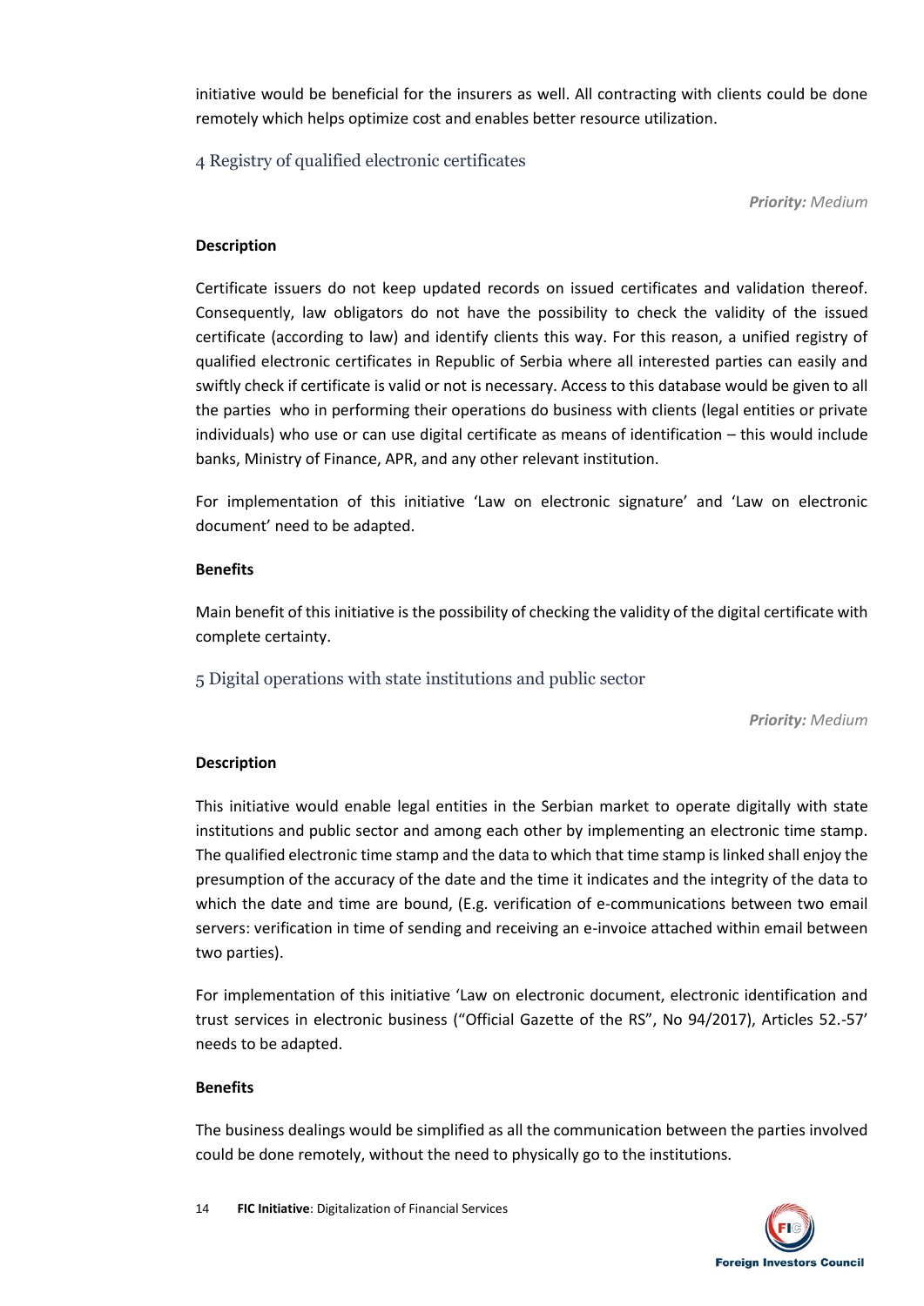initiative would be beneficial for the insurers as well. All contracting with clients could be done remotely which helps optimize cost and enables better resource utilization.

## 4 Registry of qualified electronic certificates

***Priority:*** *Medium*

**Description**

Certificate issuers do not keep updated records on issued certificates and validation thereof. Consequently, law obligators do not have the possibility to check the validity of the issued certificate (according to law) and identify clients this way. For this reason, a unified registry of qualified electronic certificates in Republic of Serbia where all interested parties can easily and swiftly check if certificate is valid or not is necessary. Access to this database would be given to all the parties who in performing their operations do business with clients (legal entities or private individuals) who use or can use digital certificate as means of identification – this would include banks, Ministry of Finance, APR, and any other relevant institution.

For implementation of this initiative 'Law on electronic signature' and 'Law on electronic document' need to be adapted.

**Benefits**

Main benefit of this initiative is the possibility of checking the validity of the digital certificate with complete certainty.

## 5 Digital operations with state institutions and public sector

***Priority:*** *Medium*

**Description**

This initiative would enable legal entities in the Serbian market to operate digitally with state institutions and public sector and among each other by implementing an electronic time stamp. The qualified electronic time stamp and the data to which that time stamp is linked shall enjoy the presumption of the accuracy of the date and the time it indicates and the integrity of the data to which the date and time are bound, (E.g. verification of e-communications between two email servers: verification in time of sending and receiving an e-invoice attached within email between two parties).

For implementation of this initiative 'Law on electronic document, electronic identification and trust services in electronic business ("Official Gazette of the RS", No 94/2017), Articles 52.-57' needs to be adapted.

**Benefits**

The business dealings would be simplified as all the communication between the parties involved could be done remotely, without the need to physically go to the institutions.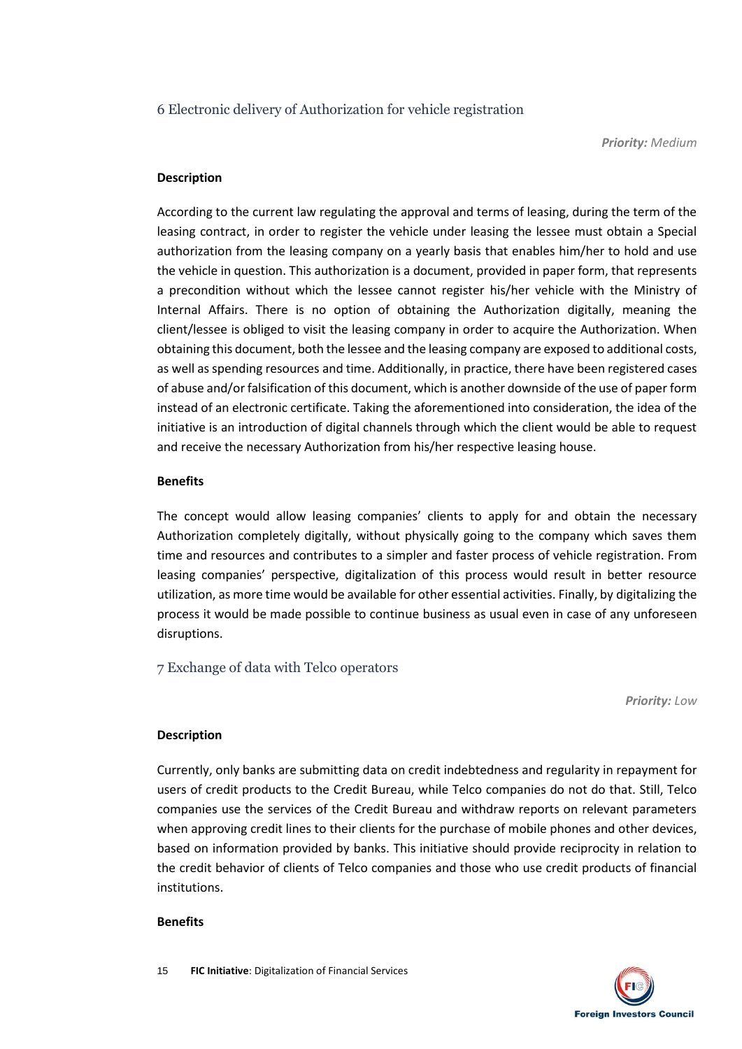## 6 Electronic delivery of Authorization for vehicle registration

***Priority:*** *Medium*

**Description**

According to the current law regulating the approval and terms of leasing, during the term of the leasing contract, in order to register the vehicle under leasing the lessee must obtain a Special authorization from the leasing company on a yearly basis that enables him/her to hold and use the vehicle in question. This authorization is a document, provided in paper form, that represents a precondition without which the lessee cannot register his/her vehicle with the Ministry of Internal Affairs. There is no option of obtaining the Authorization digitally, meaning the client/lessee is obliged to visit the leasing company in order to acquire the Authorization. When obtaining this document, both the lessee and the leasing company are exposed to additional costs, as well as spending resources and time. Additionally, in practice, there have been registered cases of abuse and/or falsification of this document, which is another downside of the use of paper form instead of an electronic certificate. Taking the aforementioned into consideration, the idea of the initiative is an introduction of digital channels through which the client would be able to request and receive the necessary Authorization from his/her respective leasing house.

**Benefits**

The concept would allow leasing companies' clients to apply for and obtain the necessary Authorization completely digitally, without physically going to the company which saves them time and resources and contributes to a simpler and faster process of vehicle registration. From leasing companies' perspective, digitalization of this process would result in better resource utilization, as more time would be available for other essential activities. Finally, by digitalizing the process it would be made possible to continue business as usual even in case of any unforeseen disruptions.

## 7 Exchange of data with Telco operators

***Priority:*** *Low*

**Description**

Currently, only banks are submitting data on credit indebtedness and regularity in repayment for users of credit products to the Credit Bureau, while Telco companies do not do that. Still, Telco companies use the services of the Credit Bureau and withdraw reports on relevant parameters when approving credit lines to their clients for the purchase of mobile phones and other devices, based on information provided by banks. This initiative should provide reciprocity in relation to the credit behavior of clients of Telco companies and those who use credit products of financial institutions.

**Benefits**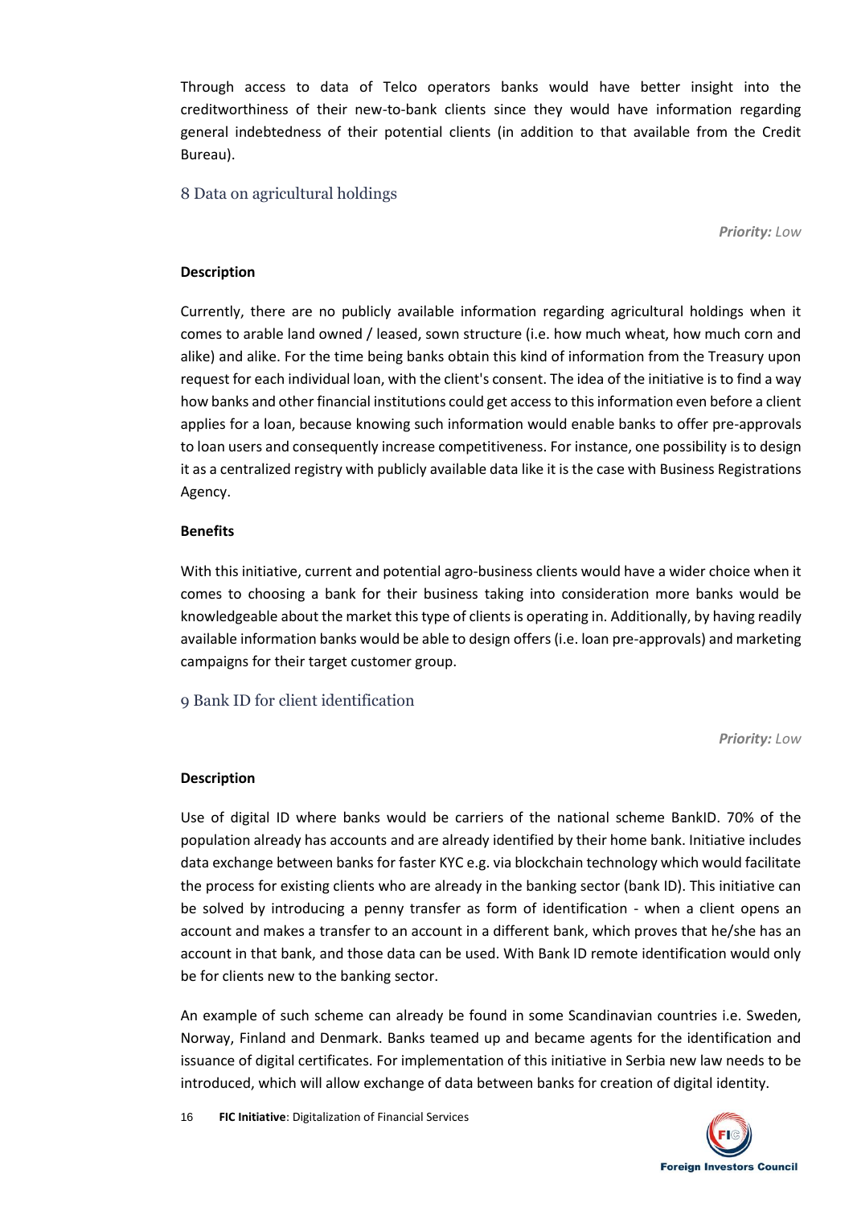Through access to data of Telco operators banks would have better insight into the creditworthiness of their new-to-bank clients since they would have information regarding general indebtedness of their potential clients (in addition to that available from the Credit Bureau).

## 8 Data on agricultural holdings

***Priority:*** *Low*

**Description**

Currently, there are no publicly available information regarding agricultural holdings when it comes to arable land owned / leased, sown structure (i.e. how much wheat, how much corn and alike) and alike. For the time being banks obtain this kind of information from the Treasury upon request for each individual loan, with the client's consent. The idea of the initiative is to find a way how banks and other financial institutions could get access to this information even before a client applies for a loan, because knowing such information would enable banks to offer pre-approvals to loan users and consequently increase competitiveness. For instance, one possibility is to design it as a centralized registry with publicly available data like it is the case with Business Registrations Agency.

**Benefits**

With this initiative, current and potential agro-business clients would have a wider choice when it comes to choosing a bank for their business taking into consideration more banks would be knowledgeable about the market this type of clients is operating in. Additionally, by having readily available information banks would be able to design offers (i.e. loan pre-approvals) and marketing campaigns for their target customer group.

## 9 Bank ID for client identification

***Priority:*** *Low*

**Description**

Use of digital ID where banks would be carriers of the national scheme BankID. 70% of the population already has accounts and are already identified by their home bank. Initiative includes data exchange between banks for faster KYC e.g. via blockchain technology which would facilitate the process for existing clients who are already in the banking sector (bank ID). This initiative can be solved by introducing a penny transfer as form of identification - when a client opens an account and makes a transfer to an account in a different bank, which proves that he/she has an account in that bank, and those data can be used. With Bank ID remote identification would only be for clients new to the banking sector.

An example of such scheme can already be found in some Scandinavian countries i.e. Sweden, Norway, Finland and Denmark. Banks teamed up and became agents for the identification and issuance of digital certificates. For implementation of this initiative in Serbia new law needs to be introduced, which will allow exchange of data between banks for creation of digital identity.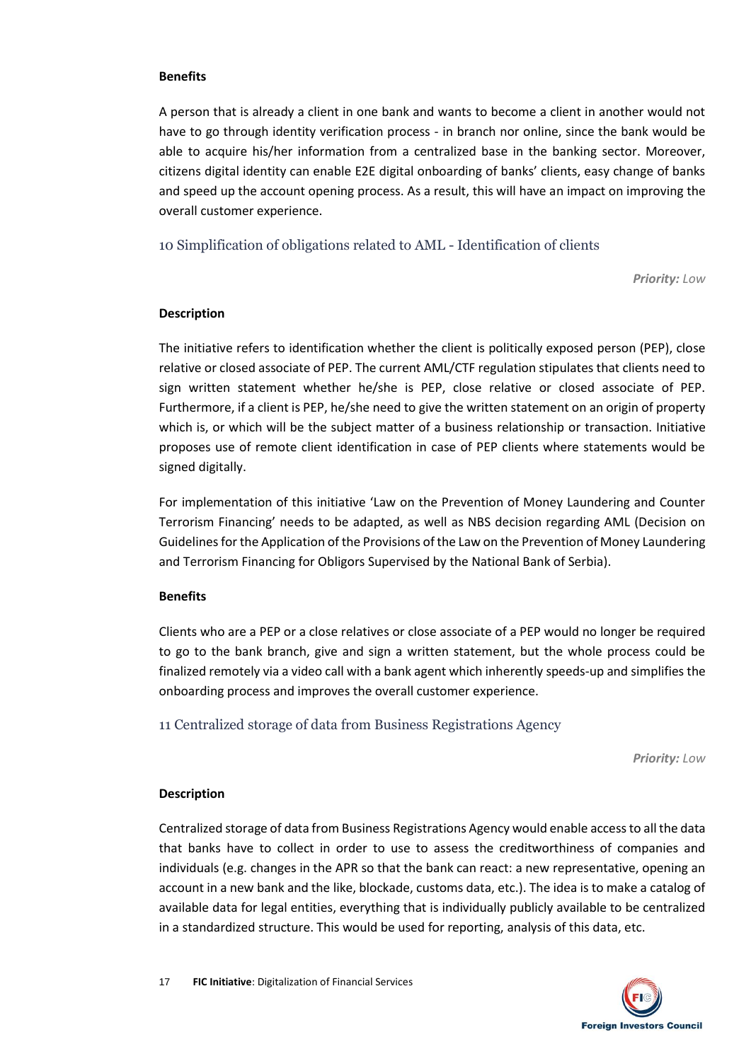**Benefits**

A person that is already a client in one bank and wants to become a client in another would not have to go through identity verification process - in branch nor online, since the bank would be able to acquire his/her information from a centralized base in the banking sector. Moreover, citizens digital identity can enable E2E digital onboarding of banks' clients, easy change of banks and speed up the account opening process. As a result, this will have an impact on improving the overall customer experience.

## 10 Simplification of obligations related to AML - Identification of clients

***Priority:** Low*

**Description**

The initiative refers to identification whether the client is politically exposed person (PEP), close relative or closed associate of PEP. The current AML/CTF regulation stipulates that clients need to sign written statement whether he/she is PEP, close relative or closed associate of PEP. Furthermore, if a client is PEP, he/she need to give the written statement on an origin of property which is, or which will be the subject matter of a business relationship or transaction. Initiative proposes use of remote client identification in case of PEP clients where statements would be signed digitally.

For implementation of this initiative 'Law on the Prevention of Money Laundering and Counter Terrorism Financing' needs to be adapted, as well as NBS decision regarding AML (Decision on Guidelines for the Application of the Provisions of the Law on the Prevention of Money Laundering and Terrorism Financing for Obligors Supervised by the National Bank of Serbia).

**Benefits**

Clients who are a PEP or a close relatives or close associate of a PEP would no longer be required to go to the bank branch, give and sign a written statement, but the whole process could be finalized remotely via a video call with a bank agent which inherently speeds-up and simplifies the onboarding process and improves the overall customer experience.

## 11 Centralized storage of data from Business Registrations Agency

***Priority:** Low*

**Description**

Centralized storage of data from Business Registrations Agency would enable access to all the data that banks have to collect in order to use to assess the creditworthiness of companies and individuals (e.g. changes in the APR so that the bank can react: a new representative, opening an account in a new bank and the like, blockade, customs data, etc.). The idea is to make a catalog of available data for legal entities, everything that is individually publicly available to be centralized in a standardized structure. This would be used for reporting, analysis of this data, etc.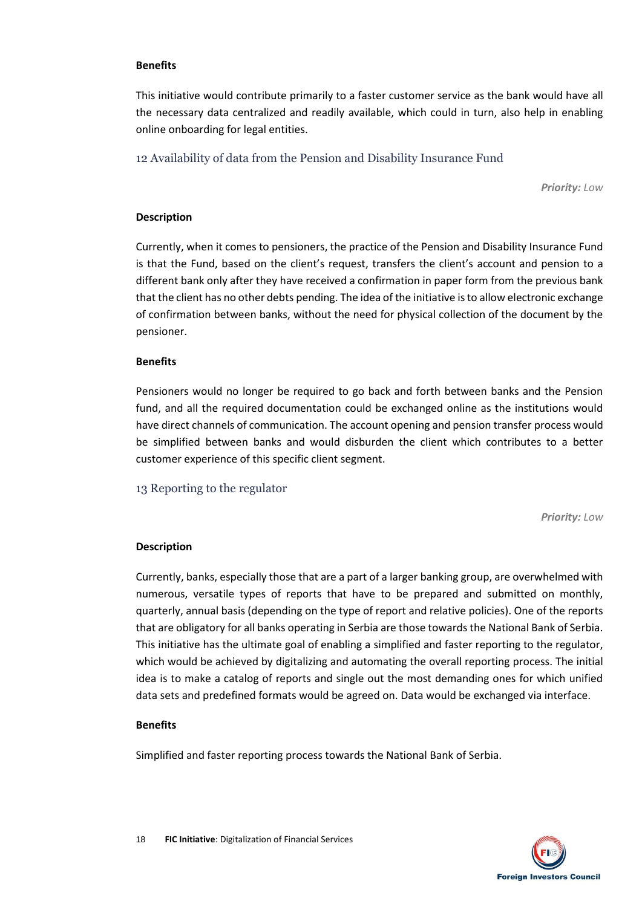**Benefits**

This initiative would contribute primarily to a faster customer service as the bank would have all the necessary data centralized and readily available, which could in turn, also help in enabling online onboarding for legal entities.

## 12 Availability of data from the Pension and Disability Insurance Fund

***Priority:** Low*

**Description**

Currently, when it comes to pensioners, the practice of the Pension and Disability Insurance Fund is that the Fund, based on the client's request, transfers the client's account and pension to a different bank only after they have received a confirmation in paper form from the previous bank that the client has no other debts pending. The idea of the initiative is to allow electronic exchange of confirmation between banks, without the need for physical collection of the document by the pensioner.

**Benefits**

Pensioners would no longer be required to go back and forth between banks and the Pension fund, and all the required documentation could be exchanged online as the institutions would have direct channels of communication. The account opening and pension transfer process would be simplified between banks and would disburden the client which contributes to a better customer experience of this specific client segment.

## 13 Reporting to the regulator

***Priority:** Low*

**Description**

Currently, banks, especially those that are a part of a larger banking group, are overwhelmed with numerous, versatile types of reports that have to be prepared and submitted on monthly, quarterly, annual basis (depending on the type of report and relative policies). One of the reports that are obligatory for all banks operating in Serbia are those towards the National Bank of Serbia. This initiative has the ultimate goal of enabling a simplified and faster reporting to the regulator, which would be achieved by digitalizing and automating the overall reporting process. The initial idea is to make a catalog of reports and single out the most demanding ones for which unified data sets and predefined formats would be agreed on. Data would be exchanged via interface.

**Benefits**

Simplified and faster reporting process towards the National Bank of Serbia.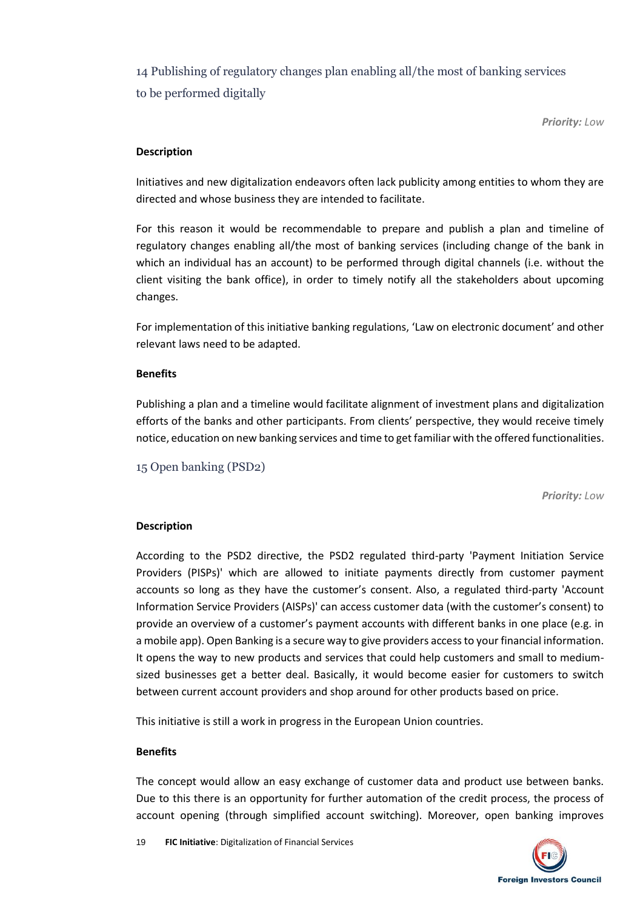## 14 Publishing of regulatory changes plan enabling all/the most of banking services to be performed digitally

***Priority:** Low*

**Description**

Initiatives and new digitalization endeavors often lack publicity among entities to whom they are directed and whose business they are intended to facilitate.

For this reason it would be recommendable to prepare and publish a plan and timeline of regulatory changes enabling all/the most of banking services (including change of the bank in which an individual has an account) to be performed through digital channels (i.e. without the client visiting the bank office), in order to timely notify all the stakeholders about upcoming changes.

For implementation of this initiative banking regulations, 'Law on electronic document' and other relevant laws need to be adapted.

**Benefits**

Publishing a plan and a timeline would facilitate alignment of investment plans and digitalization efforts of the banks and other participants. From clients' perspective, they would receive timely notice, education on new banking services and time to get familiar with the offered functionalities.

## 15 Open banking (PSD2)

***Priority:** Low*

**Description**

According to the PSD2 directive, the PSD2 regulated third-party 'Payment Initiation Service Providers (PISPs)' which are allowed to initiate payments directly from customer payment accounts so long as they have the customer's consent. Also, a regulated third-party 'Account Information Service Providers (AISPs)' can access customer data (with the customer's consent) to provide an overview of a customer's payment accounts with different banks in one place (e.g. in a mobile app). Open Banking is a secure way to give providers access to your financial information. It opens the way to new products and services that could help customers and small to medium-sized businesses get a better deal. Basically, it would become easier for customers to switch between current account providers and shop around for other products based on price.

This initiative is still a work in progress in the European Union countries.

**Benefits**

The concept would allow an easy exchange of customer data and product use between banks. Due to this there is an opportunity for further automation of the credit process, the process of account opening (through simplified account switching). Moreover, open banking improves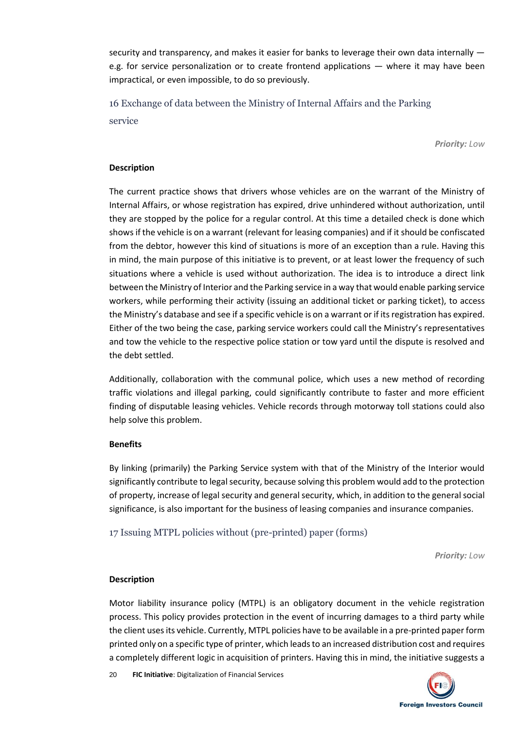security and transparency, and makes it easier for banks to leverage their own data internally — e.g. for service personalization or to create frontend applications — where it may have been impractical, or even impossible, to do so previously.

## 16 Exchange of data between the Ministry of Internal Affairs and the Parking service

***Priority:** Low*

**Description**

The current practice shows that drivers whose vehicles are on the warrant of the Ministry of Internal Affairs, or whose registration has expired, drive unhindered without authorization, until they are stopped by the police for a regular control. At this time a detailed check is done which shows if the vehicle is on a warrant (relevant for leasing companies) and if it should be confiscated from the debtor, however this kind of situations is more of an exception than a rule. Having this in mind, the main purpose of this initiative is to prevent, or at least lower the frequency of such situations where a vehicle is used without authorization. The idea is to introduce a direct link between the Ministry of Interior and the Parking service in a way that would enable parking service workers, while performing their activity (issuing an additional ticket or parking ticket), to access the Ministry's database and see if a specific vehicle is on a warrant or if its registration has expired. Either of the two being the case, parking service workers could call the Ministry's representatives and tow the vehicle to the respective police station or tow yard until the dispute is resolved and the debt settled.

Additionally, collaboration with the communal police, which uses a new method of recording traffic violations and illegal parking, could significantly contribute to faster and more efficient finding of disputable leasing vehicles. Vehicle records through motorway toll stations could also help solve this problem.

**Benefits**

By linking (primarily) the Parking Service system with that of the Ministry of the Interior would significantly contribute to legal security, because solving this problem would add to the protection of property, increase of legal security and general security, which, in addition to the general social significance, is also important for the business of leasing companies and insurance companies.

## 17 Issuing MTPL policies without (pre-printed) paper (forms)

***Priority:** Low*

**Description**

Motor liability insurance policy (MTPL) is an obligatory document in the vehicle registration process. This policy provides protection in the event of incurring damages to a third party while the client uses its vehicle. Currently, MTPL policies have to be available in a pre-printed paper form printed only on a specific type of printer, which leads to an increased distribution cost and requires a completely different logic in acquisition of printers. Having this in mind, the initiative suggests a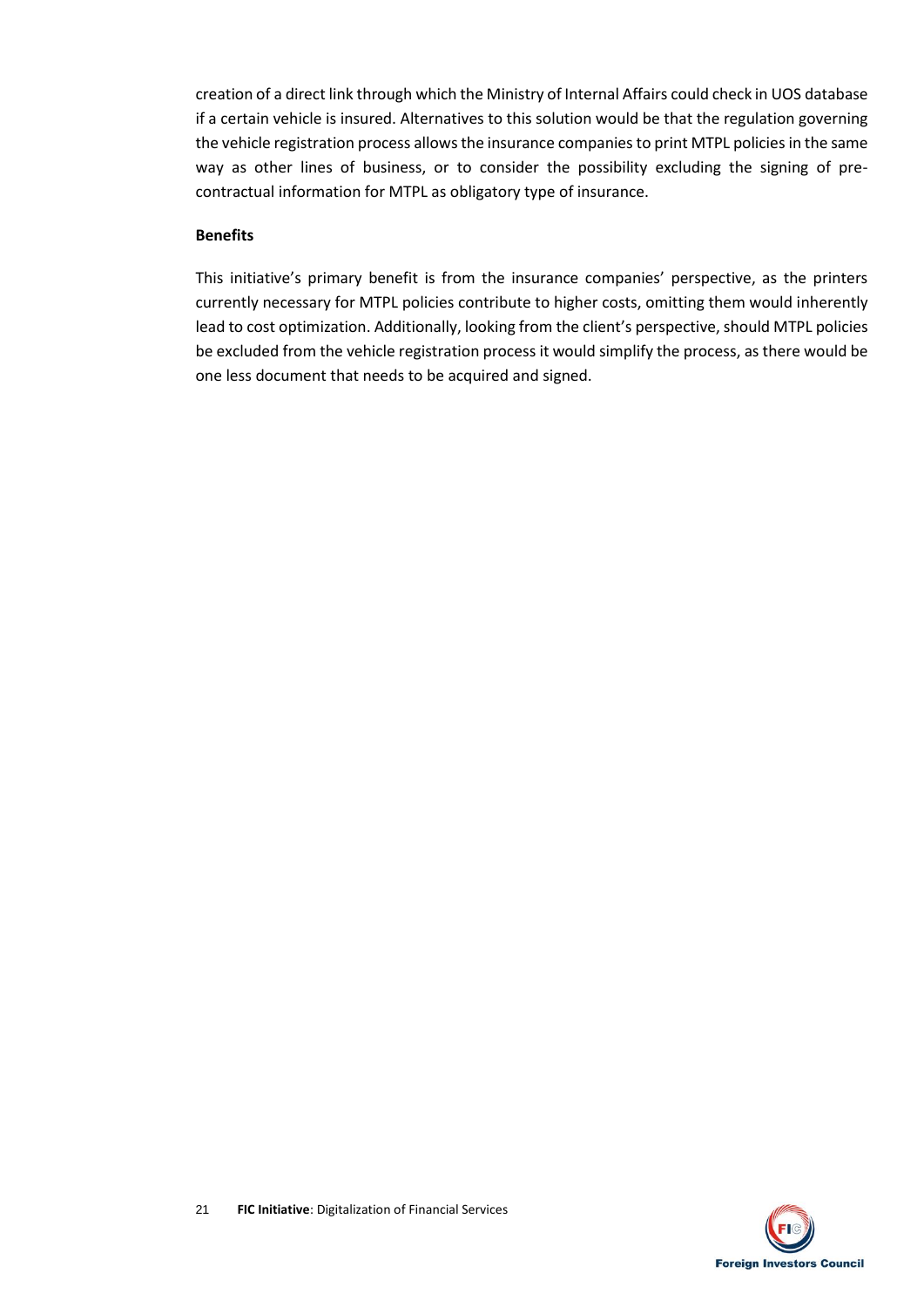creation of a direct link through which the Ministry of Internal Affairs could check in UOS database if a certain vehicle is insured. Alternatives to this solution would be that the regulation governing the vehicle registration process allows the insurance companies to print MTPL policies in the same way as other lines of business, or to consider the possibility excluding the signing of pre-contractual information for MTPL as obligatory type of insurance.

**Benefits**

This initiative's primary benefit is from the insurance companies' perspective, as the printers currently necessary for MTPL policies contribute to higher costs, omitting them would inherently lead to cost optimization. Additionally, looking from the client's perspective, should MTPL policies be excluded from the vehicle registration process it would simplify the process, as there would be one less document that needs to be acquired and signed.